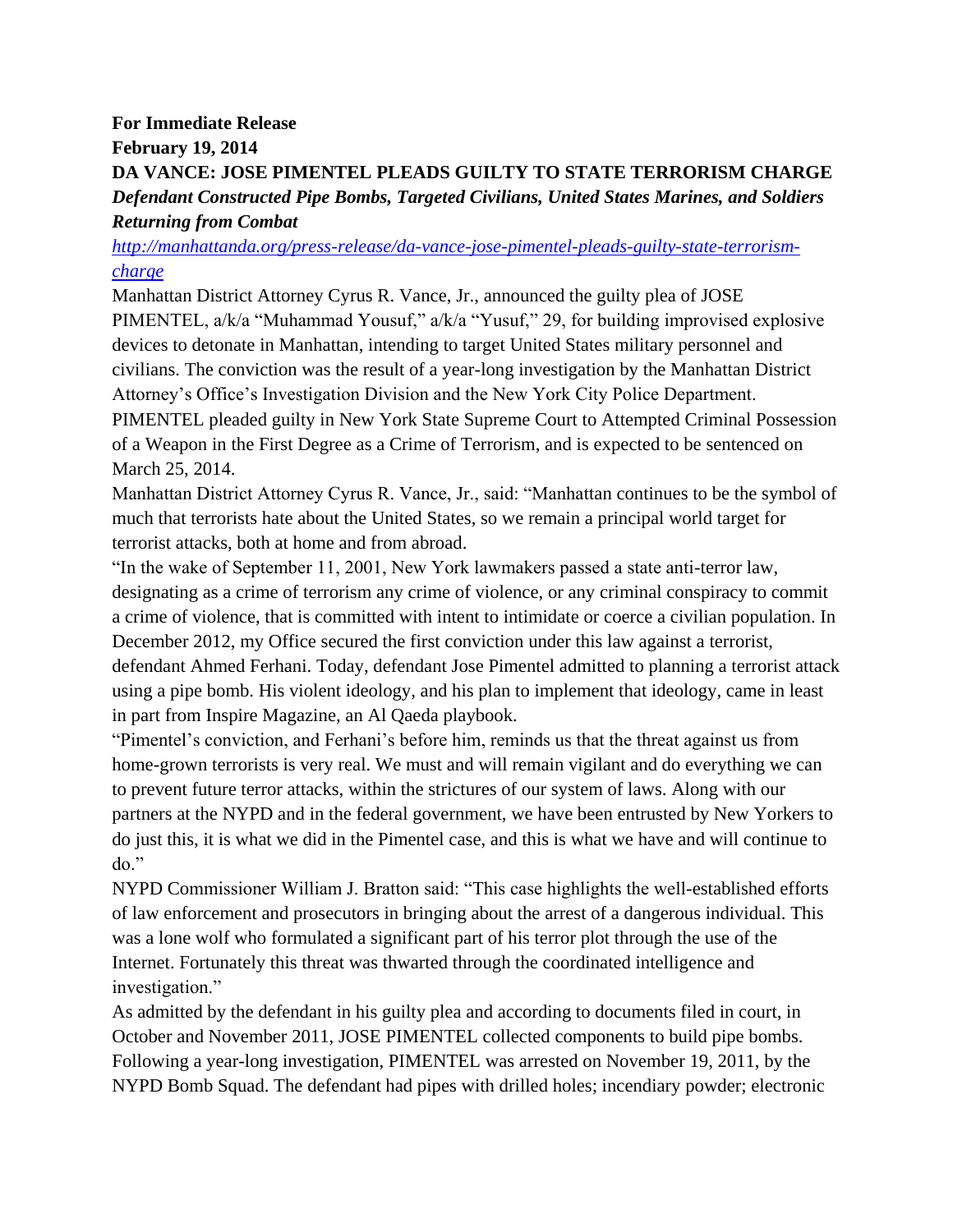**For Immediate Release**

**February 19, 2014**

**DA VANCE: JOSE PIMENTEL PLEADS GUILTY TO STATE TERRORISM CHARGE**

***Defendant Constructed Pipe Bombs, Targeted Civilians, United States Marines, and Soldiers Returning from Combat***

*http://manhattanda.org/press-release/da-vance-jose-pimentel-pleads-guilty-state-terrorism-charge*

Manhattan District Attorney Cyrus R. Vance, Jr., announced the guilty plea of JOSE PIMENTEL, a/k/a "Muhammad Yousuf," a/k/a "Yusuf," 29, for building improvised explosive devices to detonate in Manhattan, intending to target United States military personnel and civilians. The conviction was the result of a year-long investigation by the Manhattan District Attorney's Office's Investigation Division and the New York City Police Department.

PIMENTEL pleaded guilty in New York State Supreme Court to Attempted Criminal Possession of a Weapon in the First Degree as a Crime of Terrorism, and is expected to be sentenced on March 25, 2014.

Manhattan District Attorney Cyrus R. Vance, Jr., said: "Manhattan continues to be the symbol of much that terrorists hate about the United States, so we remain a principal world target for terrorist attacks, both at home and from abroad.

"In the wake of September 11, 2001, New York lawmakers passed a state anti-terror law, designating as a crime of terrorism any crime of violence, or any criminal conspiracy to commit a crime of violence, that is committed with intent to intimidate or coerce a civilian population. In December 2012, my Office secured the first conviction under this law against a terrorist, defendant Ahmed Ferhani. Today, defendant Jose Pimentel admitted to planning a terrorist attack using a pipe bomb. His violent ideology, and his plan to implement that ideology, came in least in part from Inspire Magazine, an Al Qaeda playbook.

"Pimentel's conviction, and Ferhani's before him, reminds us that the threat against us from home-grown terrorists is very real. We must and will remain vigilant and do everything we can to prevent future terror attacks, within the strictures of our system of laws. Along with our partners at the NYPD and in the federal government, we have been entrusted by New Yorkers to do just this, it is what we did in the Pimentel case, and this is what we have and will continue to do."

NYPD Commissioner William J. Bratton said: "This case highlights the well-established efforts of law enforcement and prosecutors in bringing about the arrest of a dangerous individual. This was a lone wolf who formulated a significant part of his terror plot through the use of the Internet. Fortunately this threat was thwarted through the coordinated intelligence and investigation."

As admitted by the defendant in his guilty plea and according to documents filed in court, in October and November 2011, JOSE PIMENTEL collected components to build pipe bombs. Following a year-long investigation, PIMENTEL was arrested on November 19, 2011, by the NYPD Bomb Squad. The defendant had pipes with drilled holes; incendiary powder; electronic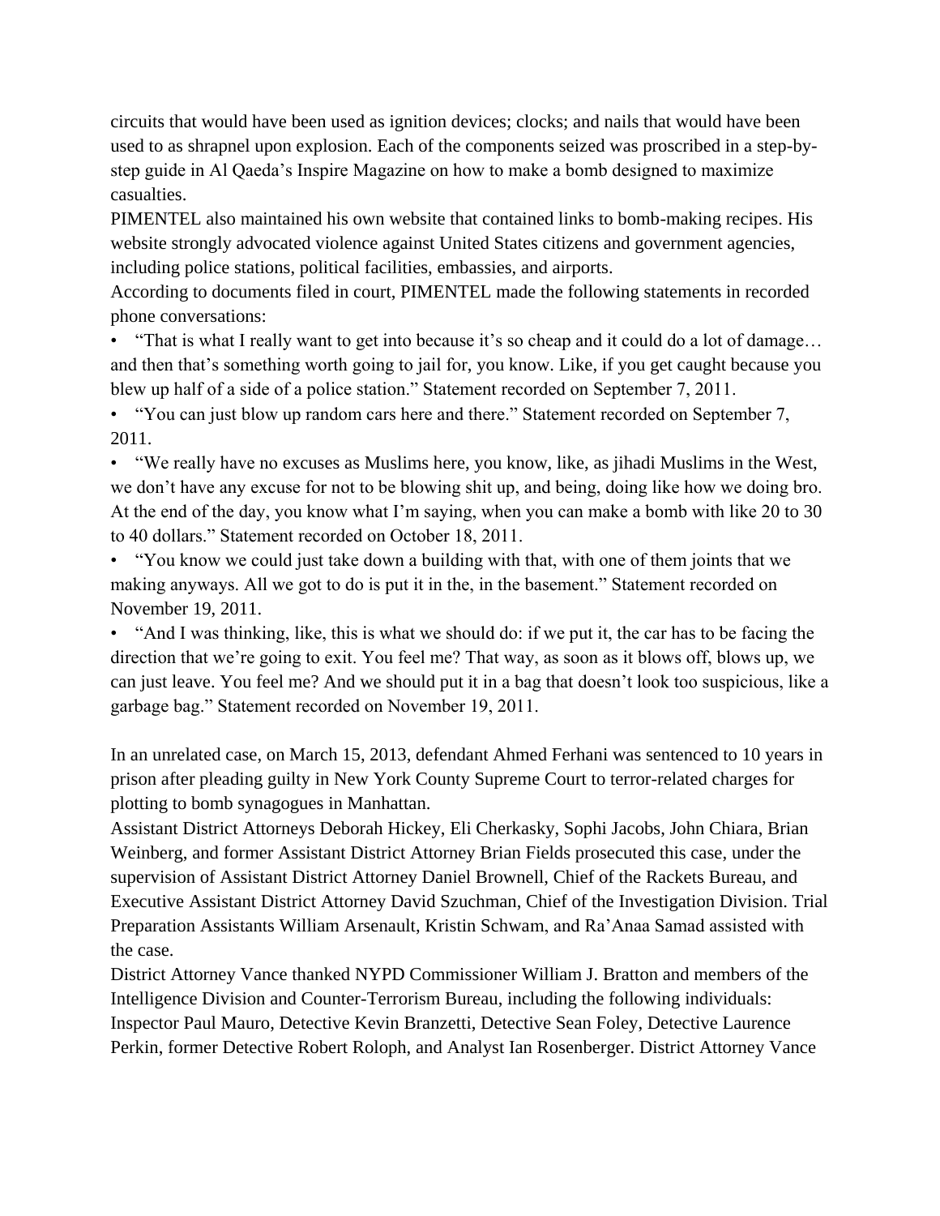circuits that would have been used as ignition devices; clocks; and nails that would have been used to as shrapnel upon explosion. Each of the components seized was proscribed in a step-by-step guide in Al Qaeda's Inspire Magazine on how to make a bomb designed to maximize casualties.

PIMENTEL also maintained his own website that contained links to bomb-making recipes. His website strongly advocated violence against United States citizens and government agencies, including police stations, political facilities, embassies, and airports.

According to documents filed in court, PIMENTEL made the following statements in recorded phone conversations:

- "That is what I really want to get into because it's so cheap and it could do a lot of damage… and then that's something worth going to jail for, you know. Like, if you get caught because you blew up half of a side of a police station." Statement recorded on September 7, 2011.
- "You can just blow up random cars here and there." Statement recorded on September 7, 2011.
- "We really have no excuses as Muslims here, you know, like, as jihadi Muslims in the West, we don't have any excuse for not to be blowing shit up, and being, doing like how we doing bro. At the end of the day, you know what I'm saying, when you can make a bomb with like 20 to 30 to 40 dollars." Statement recorded on October 18, 2011.
- "You know we could just take down a building with that, with one of them joints that we making anyways. All we got to do is put it in the, in the basement." Statement recorded on November 19, 2011.
- "And I was thinking, like, this is what we should do: if we put it, the car has to be facing the direction that we're going to exit. You feel me? That way, as soon as it blows off, blows up, we can just leave. You feel me? And we should put it in a bag that doesn't look too suspicious, like a garbage bag." Statement recorded on November 19, 2011.

In an unrelated case, on March 15, 2013, defendant Ahmed Ferhani was sentenced to 10 years in prison after pleading guilty in New York County Supreme Court to terror-related charges for plotting to bomb synagogues in Manhattan.

Assistant District Attorneys Deborah Hickey, Eli Cherkasky, Sophi Jacobs, John Chiara, Brian Weinberg, and former Assistant District Attorney Brian Fields prosecuted this case, under the supervision of Assistant District Attorney Daniel Brownell, Chief of the Rackets Bureau, and Executive Assistant District Attorney David Szuchman, Chief of the Investigation Division. Trial Preparation Assistants William Arsenault, Kristin Schwam, and Ra'Anaa Samad assisted with the case.

District Attorney Vance thanked NYPD Commissioner William J. Bratton and members of the Intelligence Division and Counter-Terrorism Bureau, including the following individuals: Inspector Paul Mauro, Detective Kevin Branzetti, Detective Sean Foley, Detective Laurence Perkin, former Detective Robert Roloph, and Analyst Ian Rosenberger. District Attorney Vance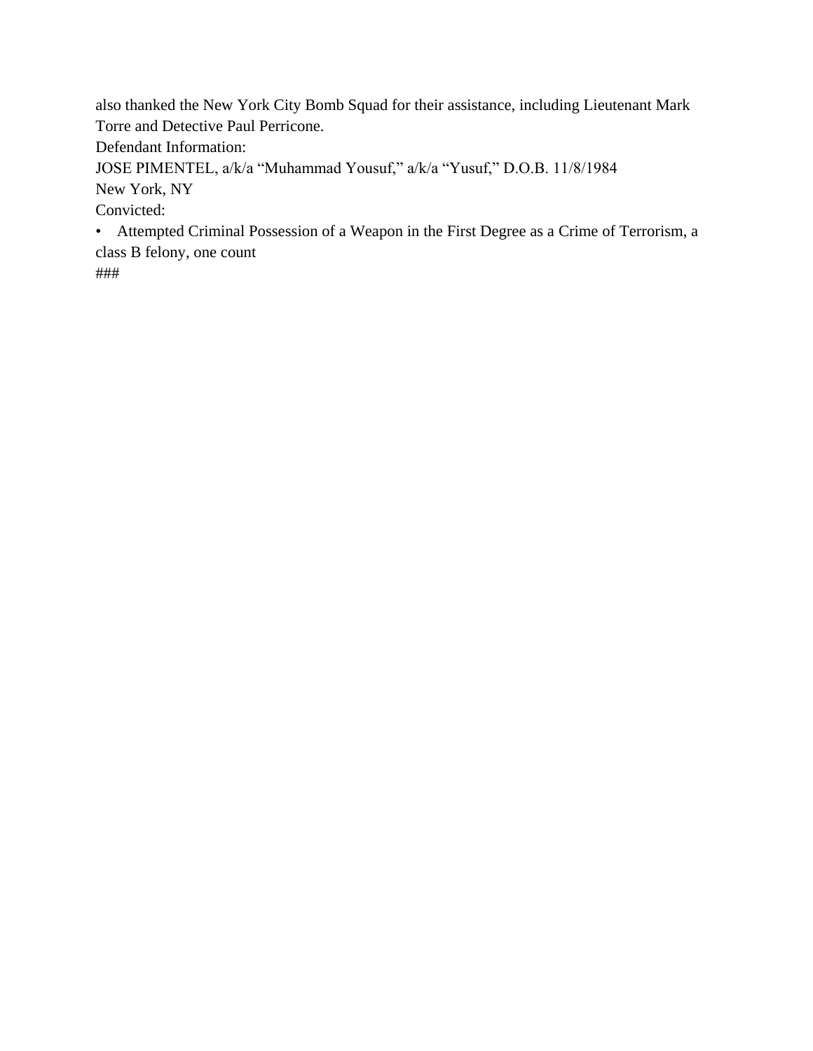also thanked the New York City Bomb Squad for their assistance, including Lieutenant Mark Torre and Detective Paul Perricone.

Defendant Information:

JOSE PIMENTEL, a/k/a “Muhammad Yousuf,” a/k/a “Yusuf,” D.O.B. 11/8/1984

New York, NY

Convicted:

- Attempted Criminal Possession of a Weapon in the First Degree as a Crime of Terrorism, a class B felony, one count

###